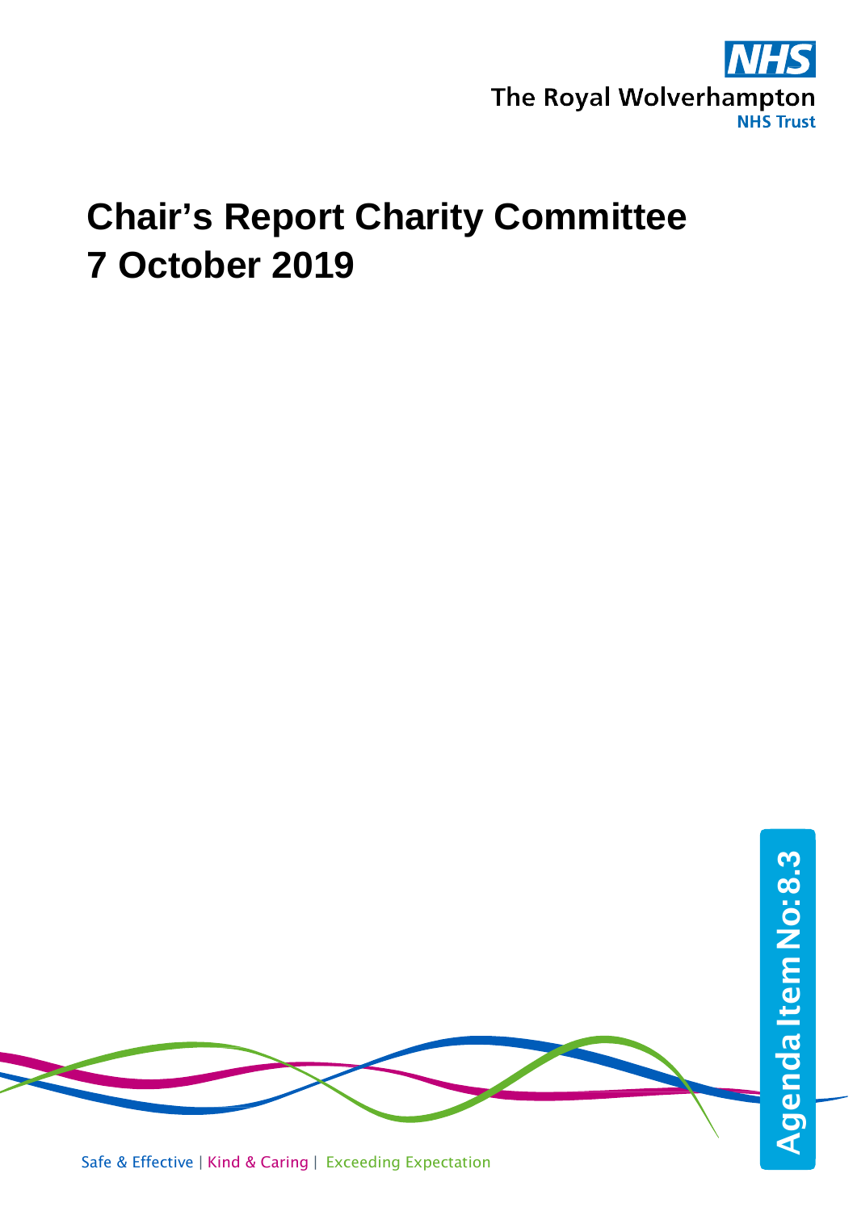The Royal Wolverhampton NHS Trust

# Chair's Report Charity Committee 7 October 2019

Agenda Item No: 8.3

Safe & Effective | Kind & Caring | Exceeding Expectation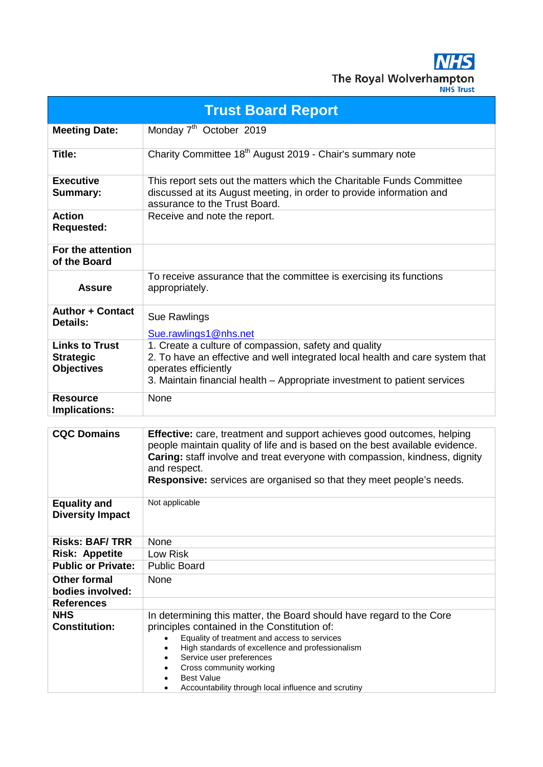NHS
The Royal Wolverhampton
NHS Trust

| Trust Board Report | |
|---|---|
| **Meeting Date:** | Monday 7th October 2019 |
| **Title:** | Charity Committee 18th August 2019 - Chair's summary note |
| **Executive Summary:** | This report sets out the matters which the Charitable Funds Committee discussed at its August meeting, in order to provide information and assurance to the Trust Board. |
| **Action Requested:** | Receive and note the report. |
| **For the attention of the Board** | |
| **Assure** | To receive assurance that the committee is exercising its functions appropriately. |
| **Author + Contact Details:** | Sue Rawlings<br>Sue.rawlings1@nhs.net |
| **Links to Trust Strategic Objectives** | 1. Create a culture of compassion, safety and quality<br>2. To have an effective and well integrated local health and care system that operates efficiently<br>3. Maintain financial health – Appropriate investment to patient services |
| **Resource Implications:** | None |

| | |
|---|---|
| **CQC Domains** | **Effective:** care, treatment and support achieves good outcomes, helping people maintain quality of life and is based on the best available evidence.<br>**Caring:** staff involve and treat everyone with compassion, kindness, dignity and respect.<br>**Responsive:** services are organised so that they meet people's needs. |
| **Equality and Diversity Impact** | Not applicable |
| **Risks: BAF/ TRR** | None |
| **Risk: Appetite** | Low Risk |
| **Public or Private:** | Public Board |
| **Other formal bodies involved:** | None |
| **References** | |
| **NHS Constitution:** | In determining this matter, the Board should have regard to the Core principles contained in the Constitution of:<br>• Equality of treatment and access to services<br>• High standards of excellence and professionalism<br>• Service user preferences<br>• Cross community working<br>• Best Value<br>• Accountability through local influence and scrutiny |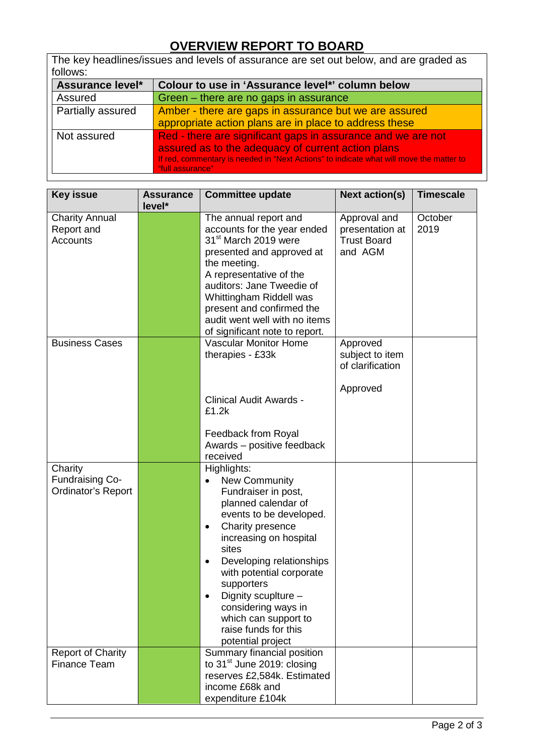# OVERVIEW REPORT TO BOARD

The key headlines/issues and levels of assurance are set out below, and are graded as follows:

| Assurance level* | Colour to use in 'Assurance level*' column below |
|---|---|
| Assured | Green – there are no gaps in assurance |
| Partially assured | Amber - there are gaps in assurance but we are assured appropriate action plans are in place to address these |
| Not assured | Red - there are significant gaps in assurance and we are not assured as to the adequacy of current action plans<br>If red, commentary is needed in "Next Actions" to indicate what will move the matter to "full assurance" |

| Key issue | Assurance level* | Committee update | Next action(s) | Timescale |
|---|---|---|---|---|
| Charity Annual Report and Accounts | | The annual report and accounts for the year ended 31st March 2019 were presented and approved at the meeting.<br>A representative of the auditors: Jane Tweedie of Whittingham Riddell was present and confirmed the audit went well with no items of significant note to report. | Approval and presentation at Trust Board and AGM | October 2019 |
| Business Cases | | Vascular Monitor Home therapies - £33k<br><br>Clinical Audit Awards - £1.2k<br><br>Feedback from Royal Awards – positive feedback received | Approved subject to item of clarification<br><br>Approved | |
| Charity Fundraising Co-Ordinator's Report | | Highlights:<br>• New Community Fundraiser in post, planned calendar of events to be developed.<br>• Charity presence increasing on hospital sites<br>• Developing relationships with potential corporate supporters<br>• Dignity sculpture – considering ways in which can support to raise funds for this potential project | | |
| Report of Charity Finance Team | | Summary financial position to 31st June 2019: closing reserves £2,584k. Estimated income £68k and expenditure £104k | | |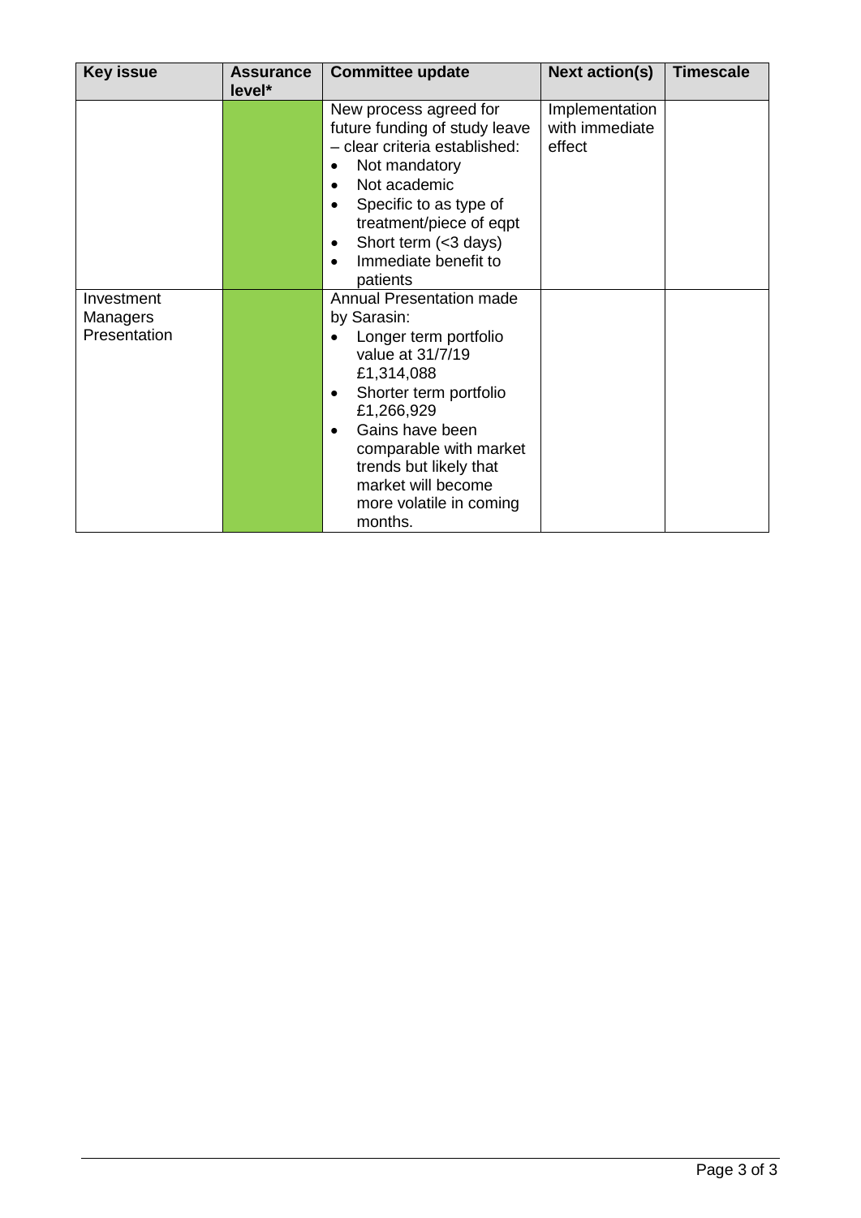| Key issue | Assurance level* | Committee update | Next action(s) | Timescale |
|---|---|---|---|---|
| | | New process agreed for future funding of study leave – clear criteria established:<br>• Not mandatory<br>• Not academic<br>• Specific to as type of treatment/piece of eqpt<br>• Short term (<3 days)<br>• Immediate benefit to patients | Implementation with immediate effect | |
| Investment Managers Presentation | | Annual Presentation made by Sarasin:<br>• Longer term portfolio value at 31/7/19 £1,314,088<br>• Shorter term portfolio £1,266,929<br>• Gains have been comparable with market trends but likely that market will become more volatile in coming months. | | |